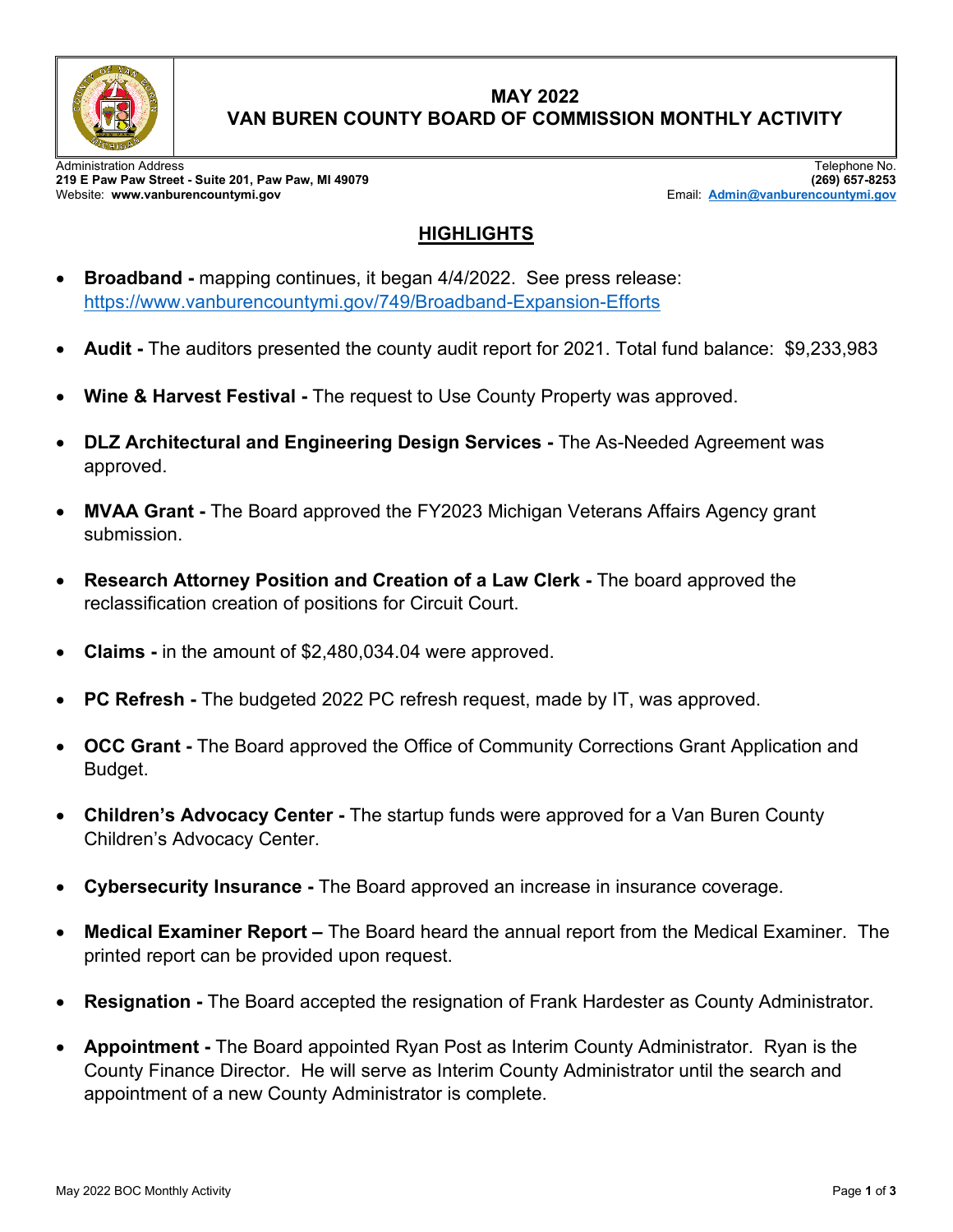# MAY 2022
# VAN BUREN COUNTY BOARD OF COMMISSION MONTHLY ACTIVITY

Administration Address
**219 E Paw Paw Street - Suite 201, Paw Paw, MI 49079**
Website: **www.vanburencountymi.gov**

Telephone No.
**(269) 657-8253**
Email: **Admin@vanburencountymi.gov**

## HIGHLIGHTS

- **Broadband -** mapping continues, it began 4/4/2022. See press release: https://www.vanburencountymi.gov/749/Broadband-Expansion-Efforts
- **Audit -** The auditors presented the county audit report for 2021. Total fund balance: $9,233,983
- **Wine & Harvest Festival -** The request to Use County Property was approved.
- **DLZ Architectural and Engineering Design Services -** The As-Needed Agreement was approved.
- **MVAA Grant -** The Board approved the FY2023 Michigan Veterans Affairs Agency grant submission.
- **Research Attorney Position and Creation of a Law Clerk -** The board approved the reclassification creation of positions for Circuit Court.
- **Claims -** in the amount of $2,480,034.04 were approved.
- **PC Refresh -** The budgeted 2022 PC refresh request, made by IT, was approved.
- **OCC Grant -** The Board approved the Office of Community Corrections Grant Application and Budget.
- **Children's Advocacy Center -** The startup funds were approved for a Van Buren County Children's Advocacy Center.
- **Cybersecurity Insurance -** The Board approved an increase in insurance coverage.
- **Medical Examiner Report –** The Board heard the annual report from the Medical Examiner. The printed report can be provided upon request.
- **Resignation -** The Board accepted the resignation of Frank Hardester as County Administrator.
- **Appointment -** The Board appointed Ryan Post as Interim County Administrator. Ryan is the County Finance Director. He will serve as Interim County Administrator until the search and appointment of a new County Administrator is complete.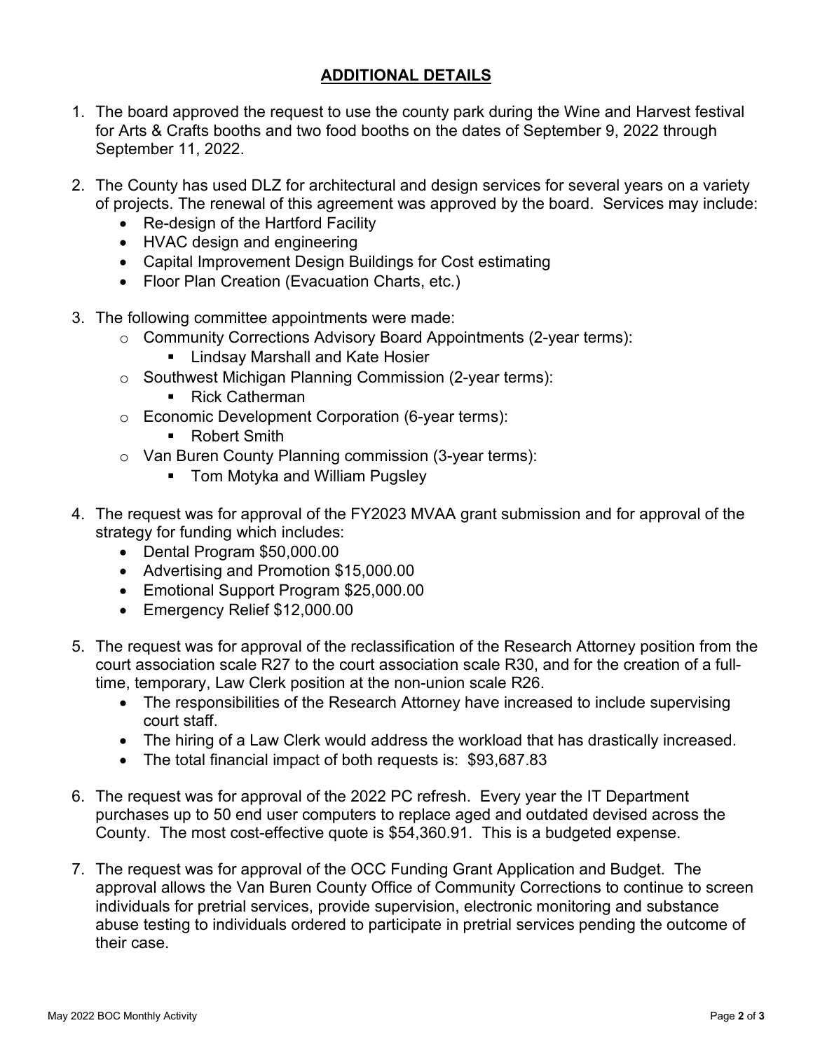## ADDITIONAL DETAILS

1. The board approved the request to use the county park during the Wine and Harvest festival for Arts & Crafts booths and two food booths on the dates of September 9, 2022 through September 11, 2022.

2. The County has used DLZ for architectural and design services for several years on a variety of projects. The renewal of this agreement was approved by the board. Services may include:
   - Re-design of the Hartford Facility
   - HVAC design and engineering
   - Capital Improvement Design Buildings for Cost estimating
   - Floor Plan Creation (Evacuation Charts, etc.)

3. The following committee appointments were made:
   - Community Corrections Advisory Board Appointments (2-year terms):
     - Lindsay Marshall and Kate Hosier
   - Southwest Michigan Planning Commission (2-year terms):
     - Rick Catherman
   - Economic Development Corporation (6-year terms):
     - Robert Smith
   - Van Buren County Planning commission (3-year terms):
     - Tom Motyka and William Pugsley

4. The request was for approval of the FY2023 MVAA grant submission and for approval of the strategy for funding which includes:
   - Dental Program $50,000.00
   - Advertising and Promotion $15,000.00
   - Emotional Support Program $25,000.00
   - Emergency Relief $12,000.00

5. The request was for approval of the reclassification of the Research Attorney position from the court association scale R27 to the court association scale R30, and for the creation of a full-time, temporary, Law Clerk position at the non-union scale R26.
   - The responsibilities of the Research Attorney have increased to include supervising court staff.
   - The hiring of a Law Clerk would address the workload that has drastically increased.
   - The total financial impact of both requests is: $93,687.83

6. The request was for approval of the 2022 PC refresh. Every year the IT Department purchases up to 50 end user computers to replace aged and outdated devised across the County. The most cost-effective quote is $54,360.91. This is a budgeted expense.

7. The request was for approval of the OCC Funding Grant Application and Budget. The approval allows the Van Buren County Office of Community Corrections to continue to screen individuals for pretrial services, provide supervision, electronic monitoring and substance abuse testing to individuals ordered to participate in pretrial services pending the outcome of their case.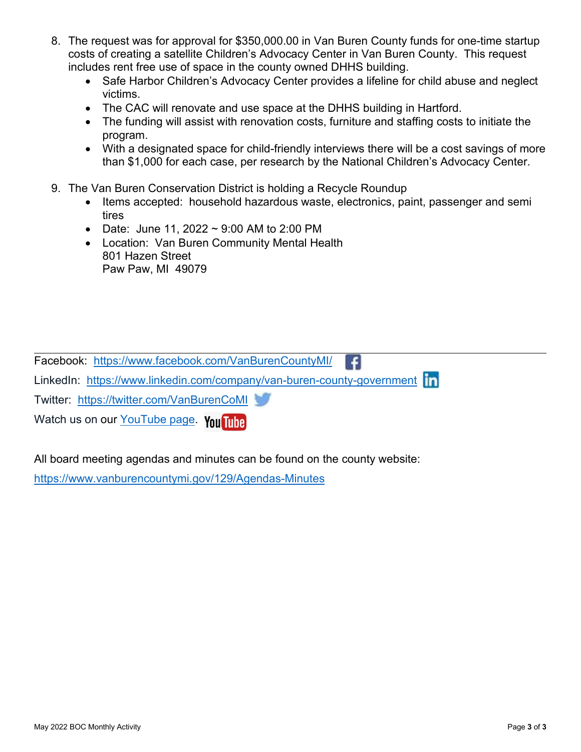8. The request was for approval for $350,000.00 in Van Buren County funds for one-time startup costs of creating a satellite Children's Advocacy Center in Van Buren County. This request includes rent free use of space in the county owned DHHS building.
   - Safe Harbor Children's Advocacy Center provides a lifeline for child abuse and neglect victims.
   - The CAC will renovate and use space at the DHHS building in Hartford.
   - The funding will assist with renovation costs, furniture and staffing costs to initiate the program.
   - With a designated space for child-friendly interviews there will be a cost savings of more than $1,000 for each case, per research by the National Children's Advocacy Center.

9. The Van Buren Conservation District is holding a Recycle Roundup
   - Items accepted: household hazardous waste, electronics, paint, passenger and semi tires
   - Date: June 11, 2022 ~ 9:00 AM to 2:00 PM
   - Location: Van Buren Community Mental Health
     801 Hazen Street
     Paw Paw, MI 49079

---

Facebook: https://www.facebook.com/VanBurenCountyMI/

LinkedIn: https://www.linkedin.com/company/van-buren-county-government

Twitter: https://twitter.com/VanBurenCoMI

Watch us on our YouTube page.

All board meeting agendas and minutes can be found on the county website:

https://www.vanburencountymi.gov/129/Agendas-Minutes